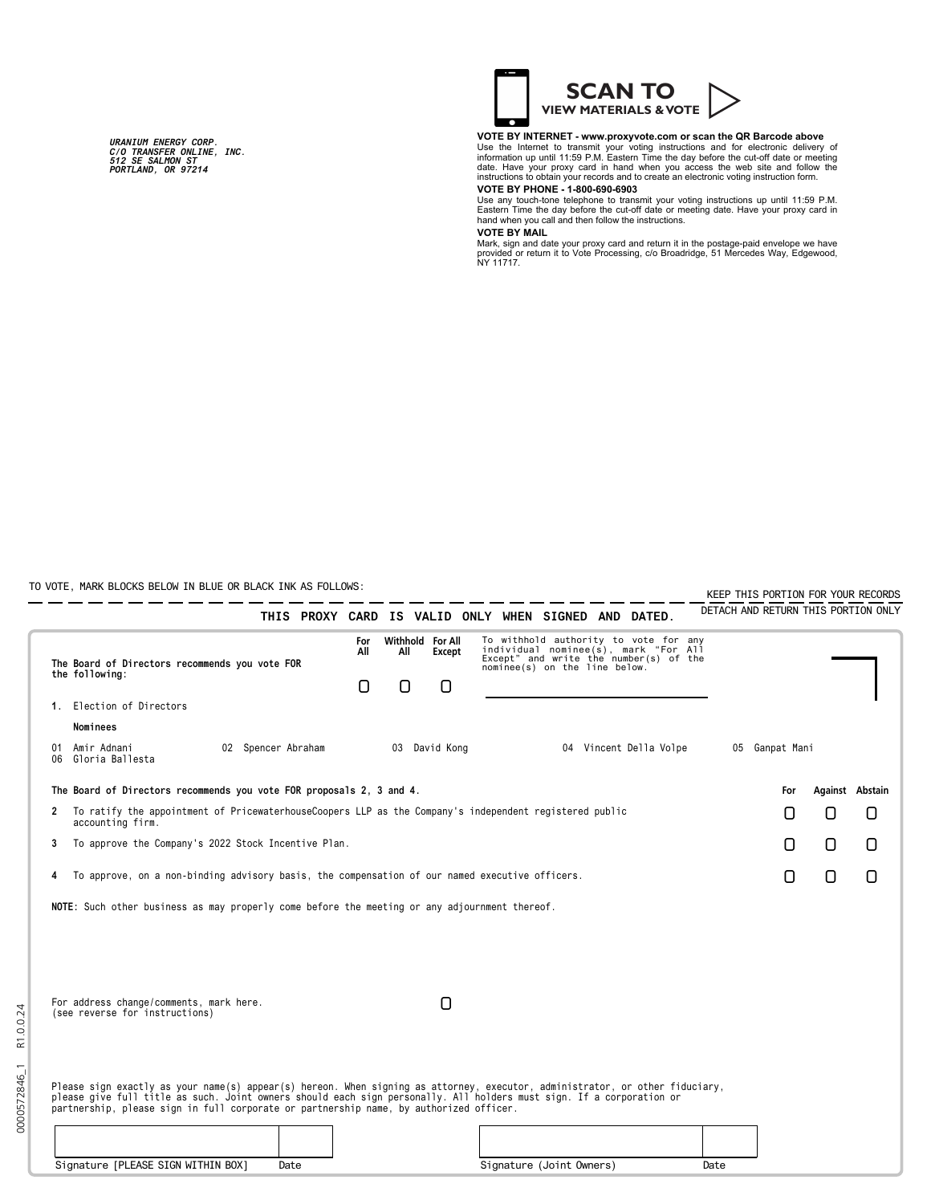URANIUM ENERGY CORP.
C/O TRANSFER ONLINE, INC.
512 SE SALMON ST
PORTLAND, OR 97214

**SCAN TO VIEW MATERIALS & VOTE**

**VOTE BY INTERNET - www.proxyvote.com or scan the QR Barcode above**
Use the Internet to transmit your voting instructions and for electronic delivery of information up until 11:59 P.M. Eastern Time the day before the cut-off date or meeting date. Have your proxy card in hand when you access the web site and follow the instructions to obtain your records and to create an electronic voting instruction form.

**VOTE BY PHONE - 1-800-690-6903**
Use any touch-tone telephone to transmit your voting instructions up until 11:59 P.M. Eastern Time the day before the cut-off date or meeting date. Have your proxy card in hand when you call and then follow the instructions.

**VOTE BY MAIL**
Mark, sign and date your proxy card and return it in the postage-paid envelope we have provided or return it to Vote Processing, c/o Broadridge, 51 Mercedes Way, Edgewood, NY 11717.

TO VOTE, MARK BLOCKS BELOW IN BLUE OR BLACK INK AS FOLLOWS:

KEEP THIS PORTION FOR YOUR RECORDS

DETACH AND RETURN THIS PORTION ONLY

**THIS PROXY CARD IS VALID ONLY WHEN SIGNED AND DATED.**

**The Board of Directors recommends you vote FOR the following:**

| | For All | Withhold All | For All Except |
|---|---|---|---|
| **1.** Election of Directors | ☐ | ☐ | ☐ |

To withhold authority to vote for any individual nominee(s), mark "For All Except" and write the number(s) of the nominee(s) on the line below.

**Nominees**

01 Amir Adnani
02 Spencer Abraham
03 David Kong
04 Vincent Della Volpe
05 Ganpat Mani
06 Gloria Ballesta

**The Board of Directors recommends you vote FOR proposals 2, 3 and 4.**

| | | For | Against | Abstain |
|---|---|---|---|---|
| 2 | To ratify the appointment of PricewaterhouseCoopers LLP as the Company's independent registered public accounting firm. | ☐ | ☐ | ☐ |
| 3 | To approve the Company's 2022 Stock Incentive Plan. | ☐ | ☐ | ☐ |
| 4 | To approve, on a non-binding advisory basis, the compensation of our named executive officers. | ☐ | ☐ | ☐ |

**NOTE**: Such other business as may properly come before the meeting or any adjournment thereof.

For address change/comments, mark here. ☐
(see reverse for instructions)

Please sign exactly as your name(s) appear(s) hereon. When signing as attorney, executor, administrator, or other fiduciary, please give full title as such. Joint owners should each sign personally. All holders must sign. If a corporation or partnership, please sign in full corporate or partnership name, by authorized officer.

| Signature [PLEASE SIGN WITHIN BOX] | Date | Signature (Joint Owners) | Date |
|---|---|---|---|
| | | | |

0000572846_1 R1.0.0.24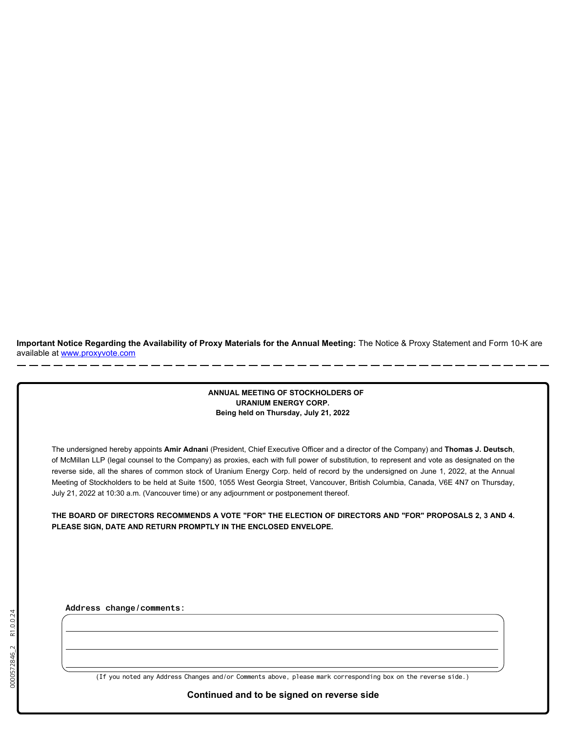**Important Notice Regarding the Availability of Proxy Materials for the Annual Meeting:** The Notice & Proxy Statement and Form 10-K are available at www.proxyvote.com

**ANNUAL MEETING OF STOCKHOLDERS OF**
**URANIUM ENERGY CORP.**
**Being held on Thursday, July 21, 2022**

The undersigned hereby appoints **Amir Adnani** (President, Chief Executive Officer and a director of the Company) and **Thomas J. Deutsch**, of McMillan LLP (legal counsel to the Company) as proxies, each with full power of substitution, to represent and vote as designated on the reverse side, all the shares of common stock of Uranium Energy Corp. held of record by the undersigned on June 1, 2022, at the Annual Meeting of Stockholders to be held at Suite 1500, 1055 West Georgia Street, Vancouver, British Columbia, Canada, V6E 4N7 on Thursday, July 21, 2022 at 10:30 a.m. (Vancouver time) or any adjournment or postponement thereof.

**THE BOARD OF DIRECTORS RECOMMENDS A VOTE "FOR" THE ELECTION OF DIRECTORS AND "FOR" PROPOSALS 2, 3 AND 4. PLEASE SIGN, DATE AND RETURN PROMPTLY IN THE ENCLOSED ENVELOPE.**

Address change/comments:

\_\_\_\_\_\_\_\_\_\_\_\_\_\_\_\_\_\_\_\_\_\_\_\_\_\_\_\_\_\_\_\_\_\_\_\_\_\_\_\_

\_\_\_\_\_\_\_\_\_\_\_\_\_\_\_\_\_\_\_\_\_\_\_\_\_\_\_\_\_\_\_\_\_\_\_\_\_\_\_\_

\_\_\_\_\_\_\_\_\_\_\_\_\_\_\_\_\_\_\_\_\_\_\_\_\_\_\_\_\_\_\_\_\_\_\_\_\_\_\_\_

(If you noted any Address Changes and/or Comments above, please mark corresponding box on the reverse side.)

**Continued and to be signed on reverse side**

0000572846_2 R1.0.0.24